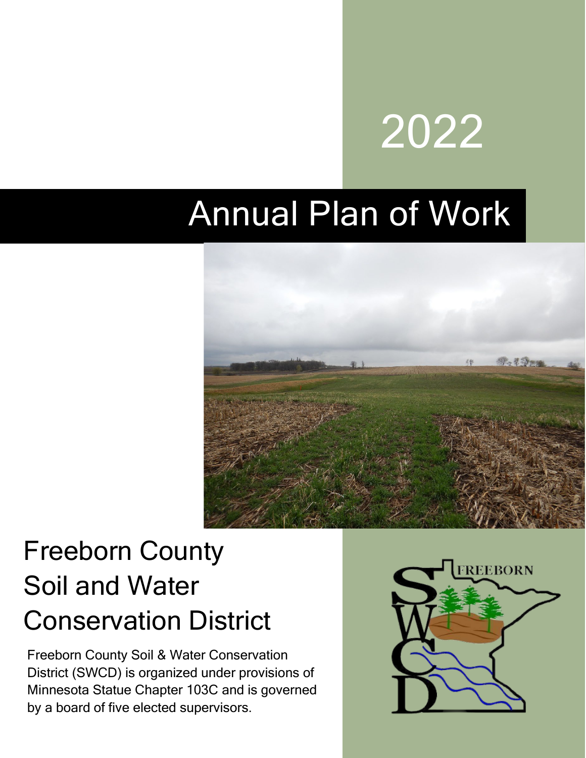# 2022

# Annual Plan of Work

## Freeborn County Soil and Water Conservation District

Freeborn County Soil & Water Conservation District (SWCD) is organized under provisions of Minnesota Statue Chapter 103C and is governed by a board of five elected supervisors.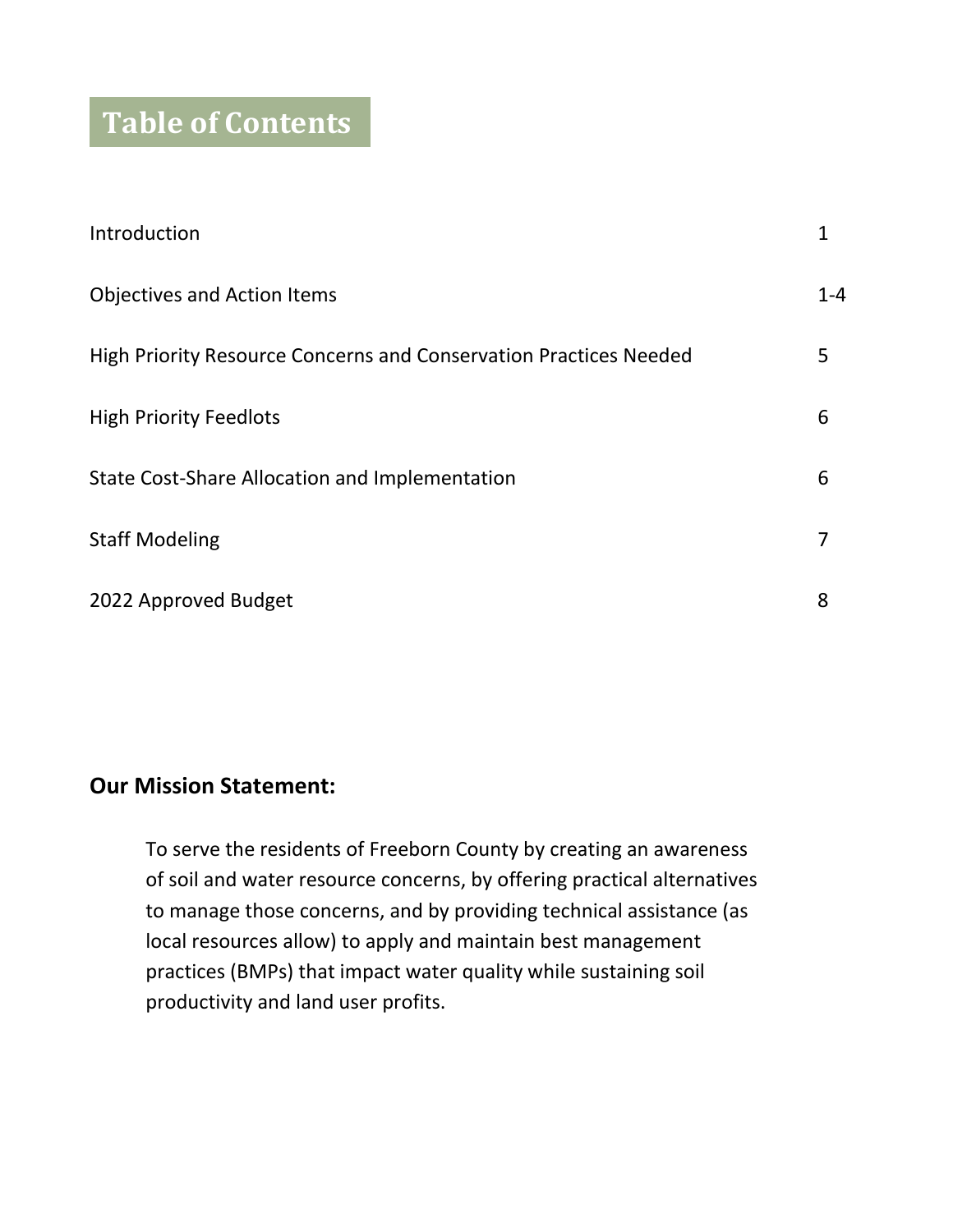# Table of Contents

| | |
|---|---|
| Introduction | 1 |
| Objectives and Action Items | 1-4 |
| High Priority Resource Concerns and Conservation Practices Needed | 5 |
| High Priority Feedlots | 6 |
| State Cost-Share Allocation and Implementation | 6 |
| Staff Modeling | 7 |
| 2022 Approved Budget | 8 |

**Our Mission Statement:**

> To serve the residents of Freeborn County by creating an awareness of soil and water resource concerns, by offering practical alternatives to manage those concerns, and by providing technical assistance (as local resources allow) to apply and maintain best management practices (BMPs) that impact water quality while sustaining soil productivity and land user profits.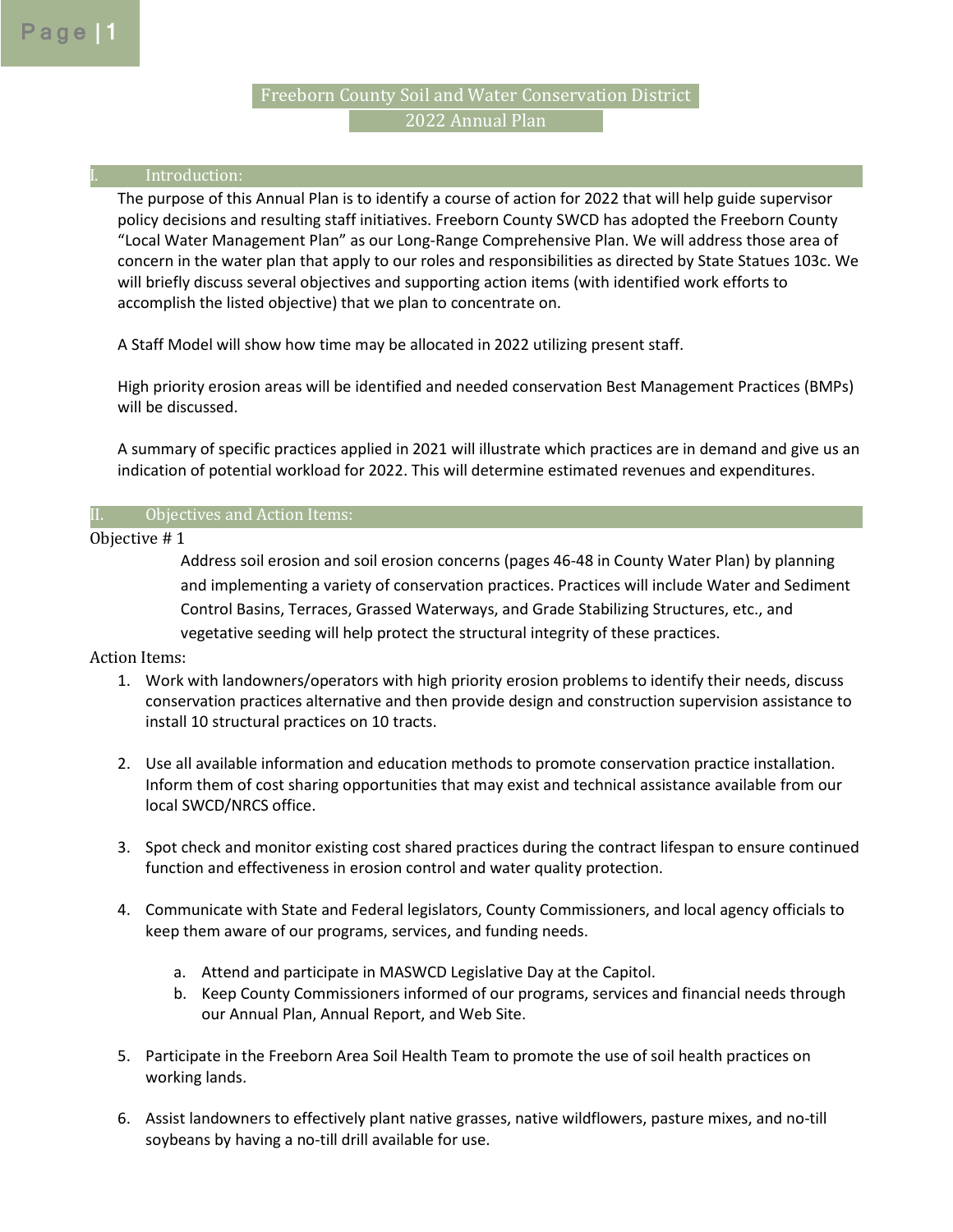# Freeborn County Soil and Water Conservation District

## 2022 Annual Plan

## I. Introduction:

The purpose of this Annual Plan is to identify a course of action for 2022 that will help guide supervisor policy decisions and resulting staff initiatives. Freeborn County SWCD has adopted the Freeborn County "Local Water Management Plan" as our Long-Range Comprehensive Plan. We will address those area of concern in the water plan that apply to our roles and responsibilities as directed by State Statues 103c. We will briefly discuss several objectives and supporting action items (with identified work efforts to accomplish the listed objective) that we plan to concentrate on.

A Staff Model will show how time may be allocated in 2022 utilizing present staff.

High priority erosion areas will be identified and needed conservation Best Management Practices (BMPs) will be discussed.

A summary of specific practices applied in 2021 will illustrate which practices are in demand and give us an indication of potential workload for 2022. This will determine estimated revenues and expenditures.

## II. Objectives and Action Items:

Objective # 1

Address soil erosion and soil erosion concerns (pages 46-48 in County Water Plan) by planning and implementing a variety of conservation practices. Practices will include Water and Sediment Control Basins, Terraces, Grassed Waterways, and Grade Stabilizing Structures, etc., and vegetative seeding will help protect the structural integrity of these practices.

Action Items:

1. Work with landowners/operators with high priority erosion problems to identify their needs, discuss conservation practices alternative and then provide design and construction supervision assistance to install 10 structural practices on 10 tracts.

2. Use all available information and education methods to promote conservation practice installation. Inform them of cost sharing opportunities that may exist and technical assistance available from our local SWCD/NRCS office.

3. Spot check and monitor existing cost shared practices during the contract lifespan to ensure continued function and effectiveness in erosion control and water quality protection.

4. Communicate with State and Federal legislators, County Commissioners, and local agency officials to keep them aware of our programs, services, and funding needs.

   a. Attend and participate in MASWCD Legislative Day at the Capitol.
   b. Keep County Commissioners informed of our programs, services and financial needs through our Annual Plan, Annual Report, and Web Site.

5. Participate in the Freeborn Area Soil Health Team to promote the use of soil health practices on working lands.

6. Assist landowners to effectively plant native grasses, native wildflowers, pasture mixes, and no-till soybeans by having a no-till drill available for use.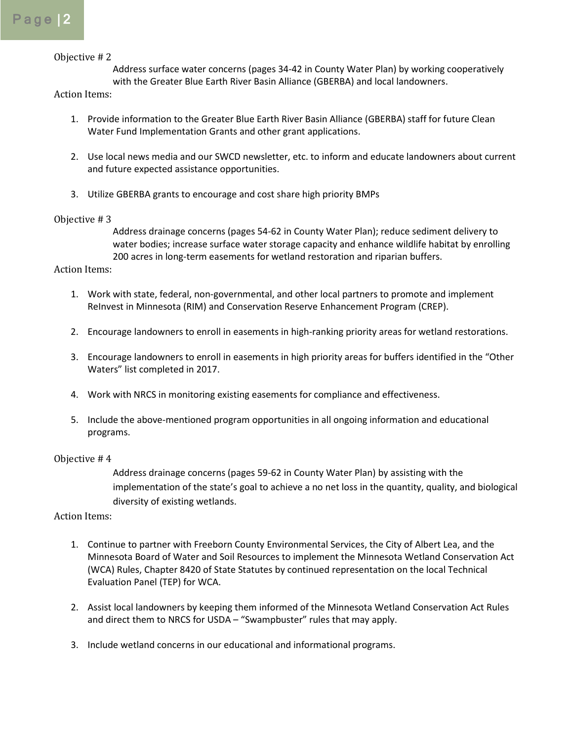Objective # 2

Address surface water concerns (pages 34-42 in County Water Plan) by working cooperatively with the Greater Blue Earth River Basin Alliance (GBERBA) and local landowners.

Action Items:

1. Provide information to the Greater Blue Earth River Basin Alliance (GBERBA) staff for future Clean Water Fund Implementation Grants and other grant applications.

2. Use local news media and our SWCD newsletter, etc. to inform and educate landowners about current and future expected assistance opportunities.

3. Utilize GBERBA grants to encourage and cost share high priority BMPs

Objective # 3

Address drainage concerns (pages 54-62 in County Water Plan); reduce sediment delivery to water bodies; increase surface water storage capacity and enhance wildlife habitat by enrolling 200 acres in long-term easements for wetland restoration and riparian buffers.

Action Items:

1. Work with state, federal, non-governmental, and other local partners to promote and implement ReInvest in Minnesota (RIM) and Conservation Reserve Enhancement Program (CREP).

2. Encourage landowners to enroll in easements in high-ranking priority areas for wetland restorations.

3. Encourage landowners to enroll in easements in high priority areas for buffers identified in the "Other Waters" list completed in 2017.

4. Work with NRCS in monitoring existing easements for compliance and effectiveness.

5. Include the above-mentioned program opportunities in all ongoing information and educational programs.

Objective # 4

Address drainage concerns (pages 59-62 in County Water Plan) by assisting with the implementation of the state's goal to achieve a no net loss in the quantity, quality, and biological diversity of existing wetlands.

Action Items:

1. Continue to partner with Freeborn County Environmental Services, the City of Albert Lea, and the Minnesota Board of Water and Soil Resources to implement the Minnesota Wetland Conservation Act (WCA) Rules, Chapter 8420 of State Statutes by continued representation on the local Technical Evaluation Panel (TEP) for WCA.

2. Assist local landowners by keeping them informed of the Minnesota Wetland Conservation Act Rules and direct them to NRCS for USDA – "Swampbuster" rules that may apply.

3. Include wetland concerns in our educational and informational programs.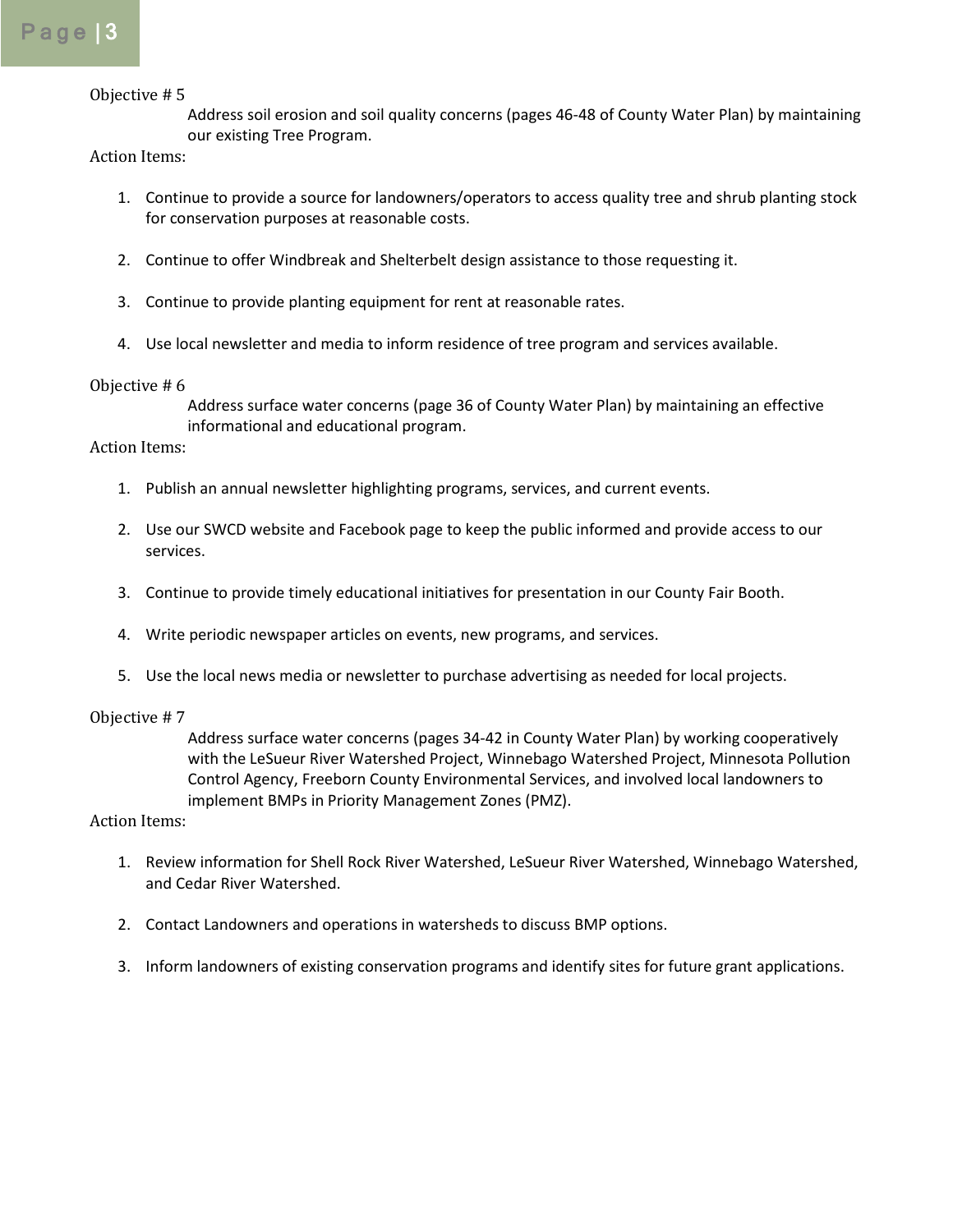Objective # 5

Address soil erosion and soil quality concerns (pages 46-48 of County Water Plan) by maintaining our existing Tree Program.

Action Items:

1. Continue to provide a source for landowners/operators to access quality tree and shrub planting stock for conservation purposes at reasonable costs.

2. Continue to offer Windbreak and Shelterbelt design assistance to those requesting it.

3. Continue to provide planting equipment for rent at reasonable rates.

4. Use local newsletter and media to inform residence of tree program and services available.

Objective # 6

Address surface water concerns (page 36 of County Water Plan) by maintaining an effective informational and educational program.

Action Items:

1. Publish an annual newsletter highlighting programs, services, and current events.

2. Use our SWCD website and Facebook page to keep the public informed and provide access to our services.

3. Continue to provide timely educational initiatives for presentation in our County Fair Booth.

4. Write periodic newspaper articles on events, new programs, and services.

5. Use the local news media or newsletter to purchase advertising as needed for local projects.

Objective # 7

Address surface water concerns (pages 34-42 in County Water Plan) by working cooperatively with the LeSueur River Watershed Project, Winnebago Watershed Project, Minnesota Pollution Control Agency, Freeborn County Environmental Services, and involved local landowners to implement BMPs in Priority Management Zones (PMZ).

Action Items:

1. Review information for Shell Rock River Watershed, LeSueur River Watershed, Winnebago Watershed, and Cedar River Watershed.

2. Contact Landowners and operations in watersheds to discuss BMP options.

3. Inform landowners of existing conservation programs and identify sites for future grant applications.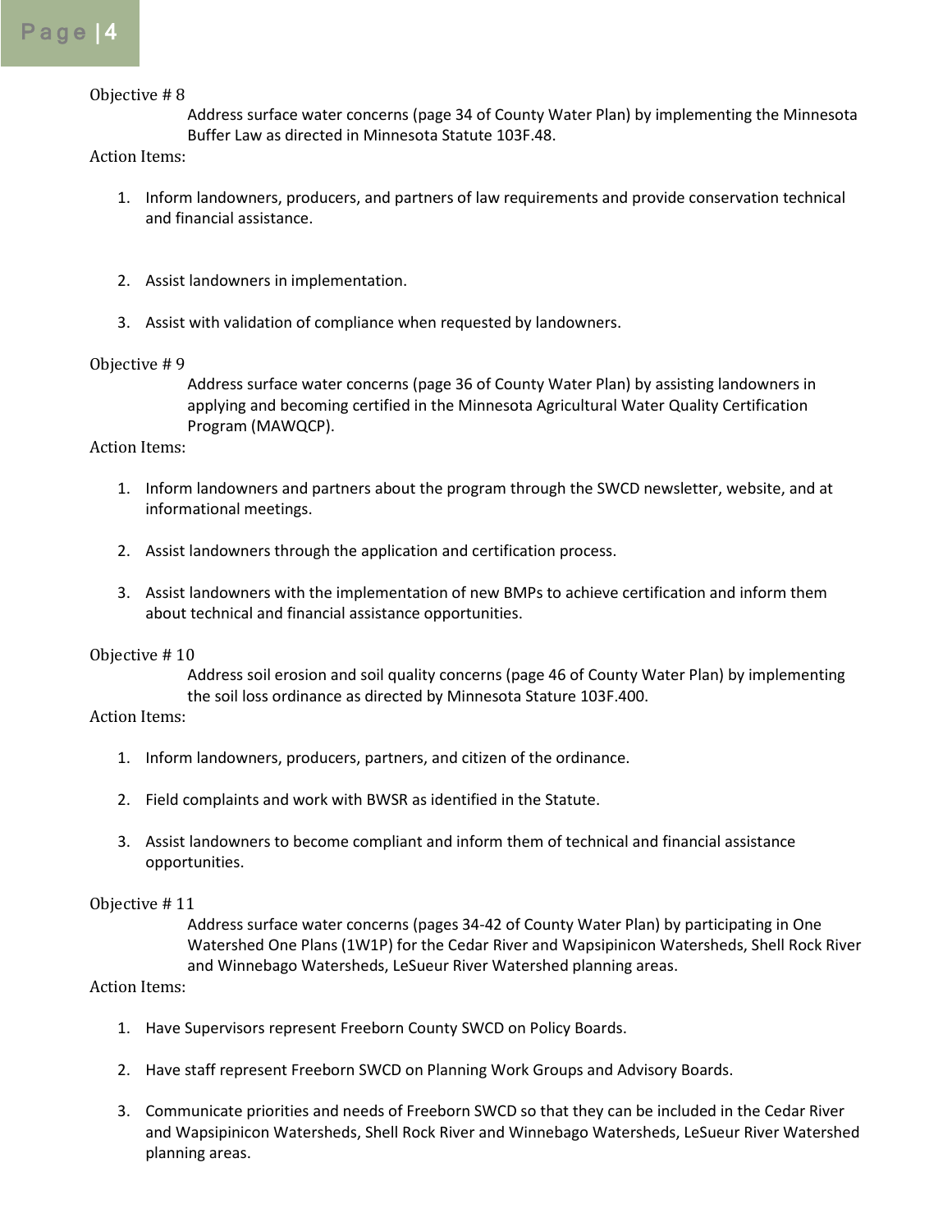Objective # 8

Address surface water concerns (page 34 of County Water Plan) by implementing the Minnesota Buffer Law as directed in Minnesota Statute 103F.48.

Action Items:

1. Inform landowners, producers, and partners of law requirements and provide conservation technical and financial assistance.
2. Assist landowners in implementation.
3. Assist with validation of compliance when requested by landowners.

Objective # 9

Address surface water concerns (page 36 of County Water Plan) by assisting landowners in applying and becoming certified in the Minnesota Agricultural Water Quality Certification Program (MAWQCP).

Action Items:

1. Inform landowners and partners about the program through the SWCD newsletter, website, and at informational meetings.
2. Assist landowners through the application and certification process.
3. Assist landowners with the implementation of new BMPs to achieve certification and inform them about technical and financial assistance opportunities.

Objective # 10

Address soil erosion and soil quality concerns (page 46 of County Water Plan) by implementing the soil loss ordinance as directed by Minnesota Stature 103F.400.

Action Items:

1. Inform landowners, producers, partners, and citizen of the ordinance.
2. Field complaints and work with BWSR as identified in the Statute.
3. Assist landowners to become compliant and inform them of technical and financial assistance opportunities.

Objective # 11

Address surface water concerns (pages 34-42 of County Water Plan) by participating in One Watershed One Plans (1W1P) for the Cedar River and Wapsipinicon Watersheds, Shell Rock River and Winnebago Watersheds, LeSueur River Watershed planning areas.

Action Items:

1. Have Supervisors represent Freeborn County SWCD on Policy Boards.
2. Have staff represent Freeborn SWCD on Planning Work Groups and Advisory Boards.
3. Communicate priorities and needs of Freeborn SWCD so that they can be included in the Cedar River and Wapsipinicon Watersheds, Shell Rock River and Winnebago Watersheds, LeSueur River Watershed planning areas.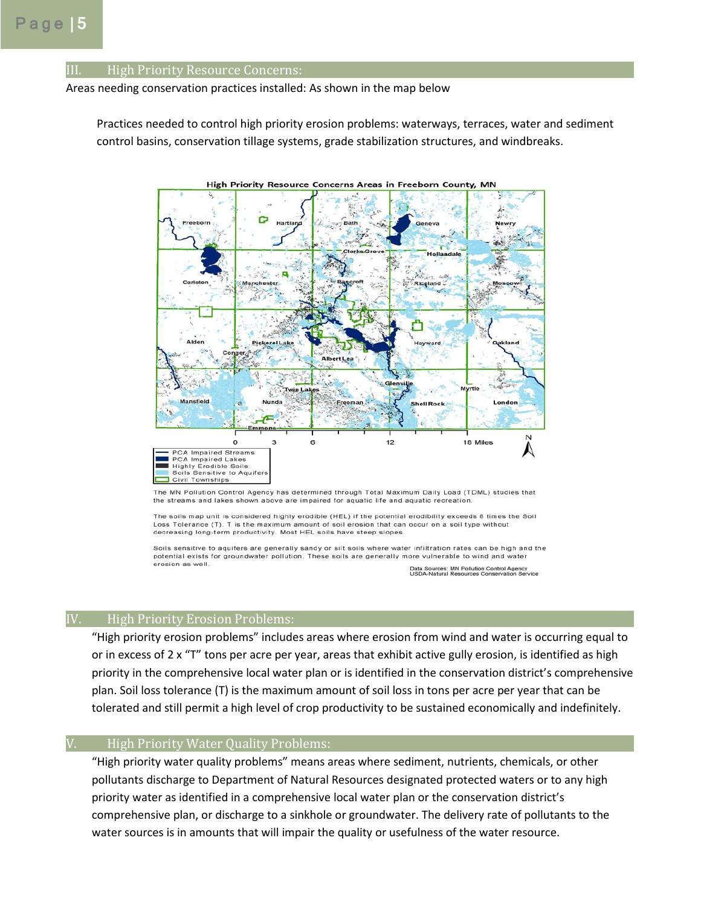## III. High Priority Resource Concerns:

Areas needing conservation practices installed: As shown in the map below

Practices needed to control high priority erosion problems: waterways, terraces, water and sediment control basins, conservation tillage systems, grade stabilization structures, and windbreaks.

**High Priority Resource Concerns Areas in Freeborn County, MN**

- PCA Impaired Streams
- PCA Impaired Lakes
- Highly Erodible Soils
- Soils Sensitive to Aquifers
- Civil Townships

The MN Pollution Control Agency has determined through Total Maximum Daily Load (TDML) studies that the streams and lakes shown above are impaired for aquatic life and aquatic recreation.

The soils map unit is considered highly erodible (HEL) if the potential erodibility exceeds 8 times the Soil Loss Tolerance (T). T is the maximum amount of soil erosion that can occur on a soil type without decreasing long-term productivity. Most HEL soils have steep slopes.

Soils sensitive to aquifers are generally sandy or silt soils where water infiltration rates can be high and the potential exists for groundwater pollution. These soils are generally more vulnerable to wind and water erosion as well.

Data Sources: MN Pollution Control Agency
USDA-Natural Resources Conservation Service

## IV. High Priority Erosion Problems:

"High priority erosion problems" includes areas where erosion from wind and water is occurring equal to or in excess of 2 x "T" tons per acre per year, areas that exhibit active gully erosion, is identified as high priority in the comprehensive local water plan or is identified in the conservation district's comprehensive plan. Soil loss tolerance (T) is the maximum amount of soil loss in tons per acre per year that can be tolerated and still permit a high level of crop productivity to be sustained economically and indefinitely.

## V. High Priority Water Quality Problems:

"High priority water quality problems" means areas where sediment, nutrients, chemicals, or other pollutants discharge to Department of Natural Resources designated protected waters or to any high priority water as identified in a comprehensive local water plan or the conservation district's comprehensive plan, or discharge to a sinkhole or groundwater. The delivery rate of pollutants to the water sources is in amounts that will impair the quality or usefulness of the water resource.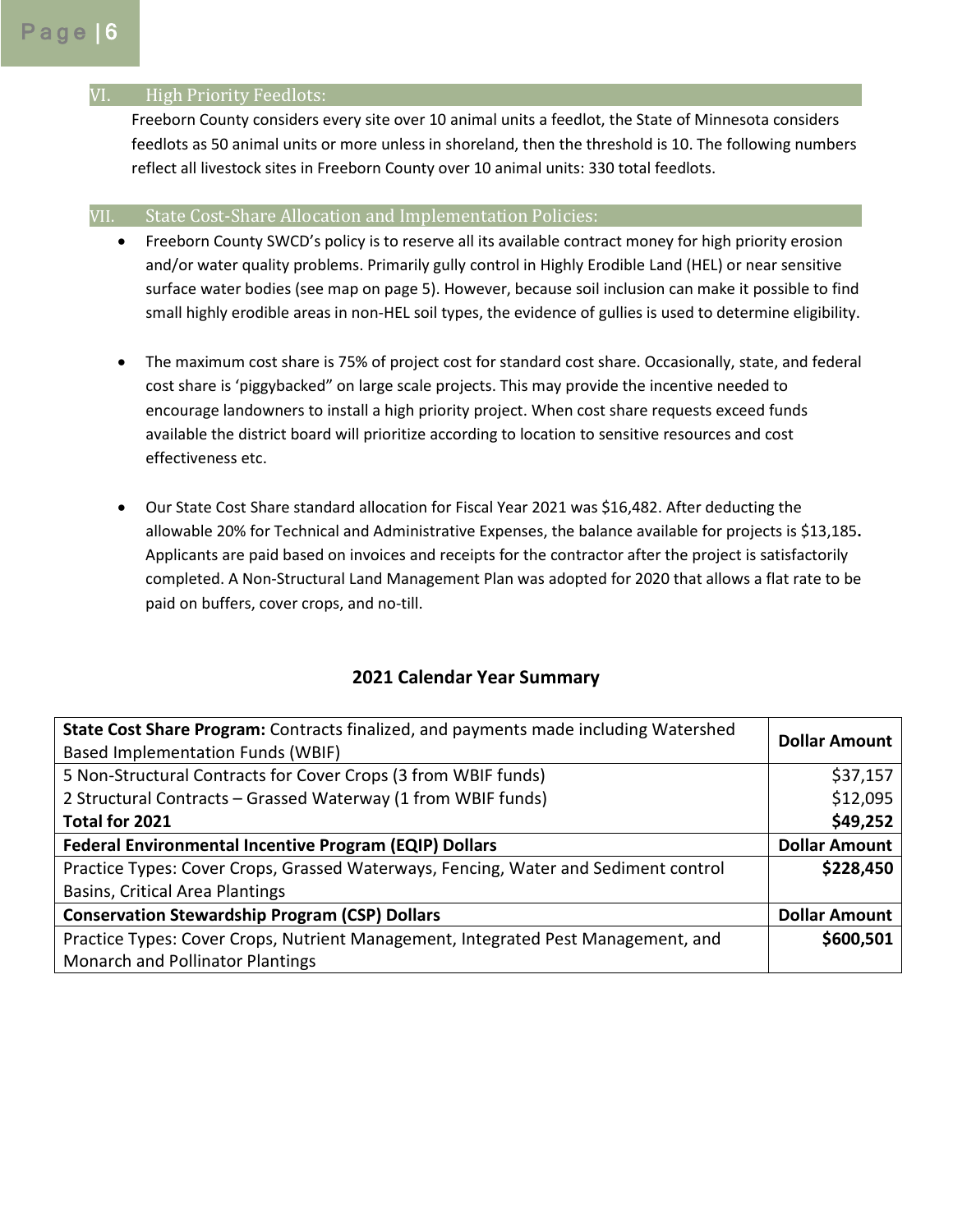## VI. High Priority Feedlots:

Freeborn County considers every site over 10 animal units a feedlot, the State of Minnesota considers feedlots as 50 animal units or more unless in shoreland, then the threshold is 10. The following numbers reflect all livestock sites in Freeborn County over 10 animal units: 330 total feedlots.

## VII. State Cost-Share Allocation and Implementation Policies:

- Freeborn County SWCD's policy is to reserve all its available contract money for high priority erosion and/or water quality problems. Primarily gully control in Highly Erodible Land (HEL) or near sensitive surface water bodies (see map on page 5). However, because soil inclusion can make it possible to find small highly erodible areas in non-HEL soil types, the evidence of gullies is used to determine eligibility.

- The maximum cost share is 75% of project cost for standard cost share. Occasionally, state, and federal cost share is 'piggybacked" on large scale projects. This may provide the incentive needed to encourage landowners to install a high priority project. When cost share requests exceed funds available the district board will prioritize according to location to sensitive resources and cost effectiveness etc.

- Our State Cost Share standard allocation for Fiscal Year 2021 was $16,482. After deducting the allowable 20% for Technical and Administrative Expenses, the balance available for projects is $13,185**.** Applicants are paid based on invoices and receipts for the contractor after the project is satisfactorily completed. A Non-Structural Land Management Plan was adopted for 2020 that allows a flat rate to be paid on buffers, cover crops, and no-till.

### 2021 Calendar Year Summary

| **State Cost Share Program:** Contracts finalized, and payments made including Watershed Based Implementation Funds (WBIF) | **Dollar Amount** |
|---|---|
| 5 Non-Structural Contracts for Cover Crops (3 from WBIF funds) | $37,157 |
| 2 Structural Contracts – Grassed Waterway (1 from WBIF funds) | $12,095 |
| **Total for 2021** | **$49,252** |
| **Federal Environmental Incentive Program (EQIP) Dollars** | **Dollar Amount** |
| Practice Types: Cover Crops, Grassed Waterways, Fencing, Water and Sediment control Basins, Critical Area Plantings | **$228,450** |
| **Conservation Stewardship Program (CSP) Dollars** | **Dollar Amount** |
| Practice Types: Cover Crops, Nutrient Management, Integrated Pest Management, and Monarch and Pollinator Plantings | **$600,501** |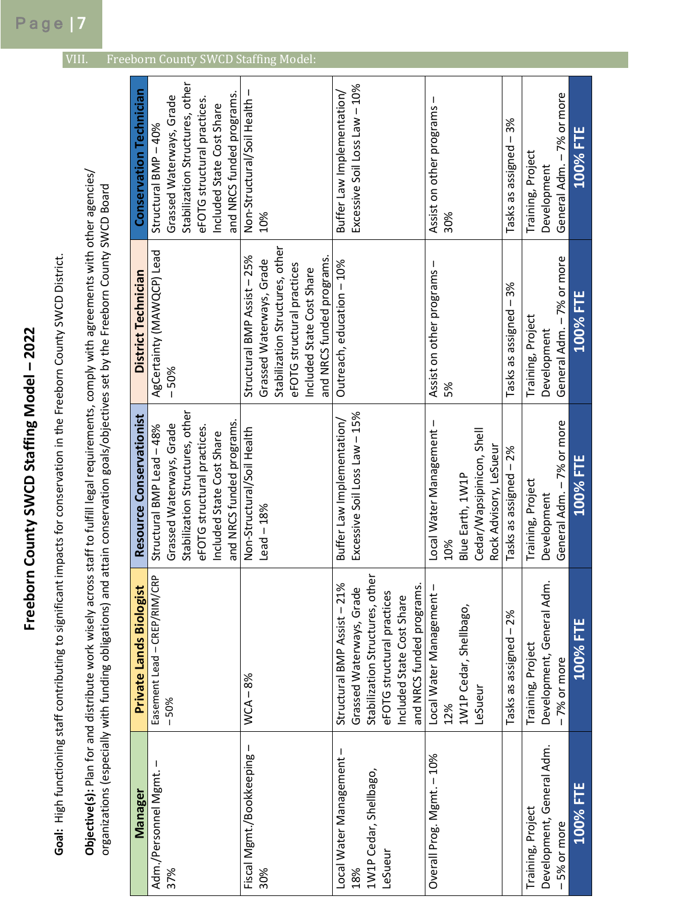## VIII. Freeborn County SWCD Staffing Model:

# Freeborn County SWCD Staffing Model – 2022

**Goal:** High functioning staff contributing to significant impacts for conservation in the Freeborn County SWCD District.

**Objective(s):** Plan for and distribute work wisely across staff to fulfill legal requirements, comply with agreements with other agencies/ organizations (especially with funding obligations) and attain conservation goals/objectives set by the Freeborn County SWCD Board

| Manager | Private Lands Biologist | Resource Conservationist | District Technician | Conservation Technician |
|---|---|---|---|---|
| Adm./Personnel Mgmt. – 37% | Easement Lead – CREP/RIM/CRP – 50% | Structural BMP Lead – 48% Grassed Waterways, Grade Stabilization Structures, other eFOTG structural practices. Included State Cost Share and NRCS funded programs. | AgCertainty (MAWQCP) Lead – 50% | Structural BMP – 40% Grassed Waterways, Grade Stabilization Structures, other eFOTG structural practices. Included State Cost Share and NRCS funded programs. |
| Fiscal Mgmt./Bookkeeping – 30% | WCA – 8% | Non-Structural/Soil Health Lead – 18% | Structural BMP Assist – 25% Grassed Waterways, Grade Stabilization Structures, other eFOTG structural practices Included State Cost Share and NRCS funded programs. | Non-Structural/Soil Health – 10% |
| Local Water Management – 18% 1W1P Cedar, Shellbago, LeSueur | Structural BMP Assist – 21% Grassed Waterways, Grade Stabilization Structures, other eFOTG structural practices Included State Cost Share and NRCS funded programs. | Buffer Law Implementation/ Excessive Soil Loss Law – 15% | Outreach, education – 10% | Buffer Law Implementation/ Excessive Soil Loss Law – 10% |
| Overall Prog. Mgmt. – 10% | Local Water Management – 12% 1W1P Cedar, Shellbago, LeSueur | Local Water Management – 10% Blue Earth, 1W1P Cedar/Wapsipinicon, Shell Rock Advisory, LeSueur | Assist on other programs – 5% | Assist on other programs – 30% |
| | Tasks as assigned – 2% | Tasks as assigned – 2% | Tasks as assigned – 3% | Tasks as assigned – 3% |
| Training, Project Development, General Adm. – 5% or more | Training, Project Development, General Adm. – 7% or more | Training, Project Development General Adm. – 7% or more | Training, Project Development General Adm. – 7% or more | Training, Project Development General Adm. – 7% or more |
| **100% FTE** | **100% FTE** | **100% FTE** | **100% FTE** | **100% FTE** |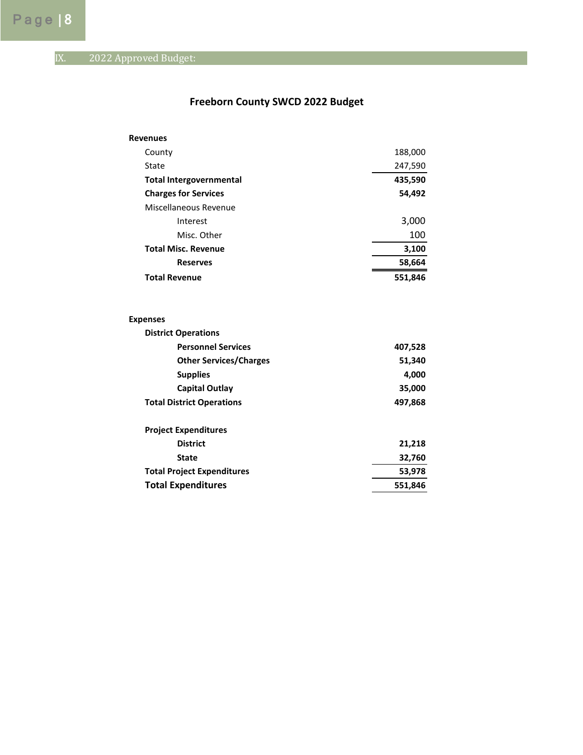## IX. 2022 Approved Budget:

### Freeborn County SWCD 2022 Budget

| | |
|---|---|
| **Revenues** | |
| County | 188,000 |
| State | 247,590 |
| **Total Intergovernmental** | **435,590** |
| **Charges for Services** | **54,492** |
| Miscellaneous Revenue | |
| Interest | 3,000 |
| Misc. Other | 100 |
| **Total Misc. Revenue** | **3,100** |
| **Reserves** | **58,664** |
| **Total Revenue** | **551,846** |
| | |
| **Expenses** | |
| **District Operations** | |
| **Personnel Services** | **407,528** |
| **Other Services/Charges** | **51,340** |
| **Supplies** | **4,000** |
| **Capital Outlay** | **35,000** |
| **Total District Operations** | **497,868** |
| | |
| **Project Expenditures** | |
| **District** | **21,218** |
| **State** | **32,760** |
| **Total Project Expenditures** | **53,978** |
| **Total Expenditures** | **551,846** |